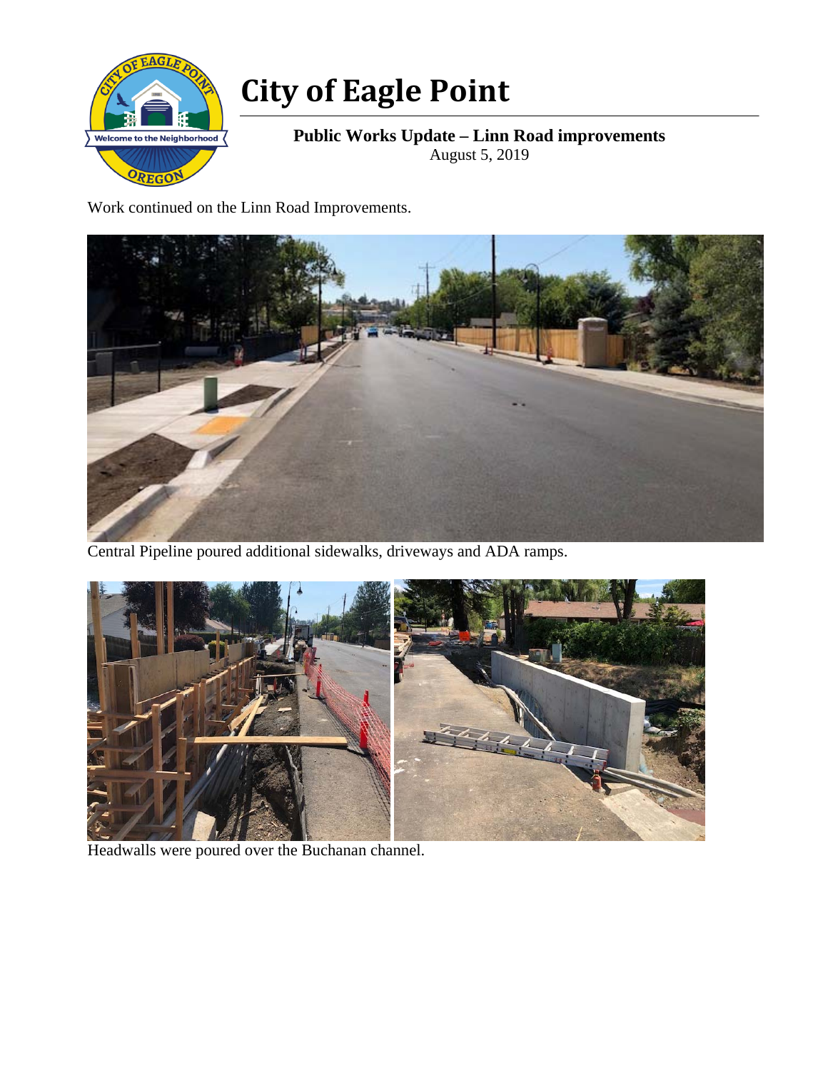# City of Eagle Point

**Public Works Update – Linn Road improvements**
August 5, 2019

Work continued on the Linn Road Improvements.

Central Pipeline poured additional sidewalks, driveways and ADA ramps.

Headwalls were poured over the Buchanan channel.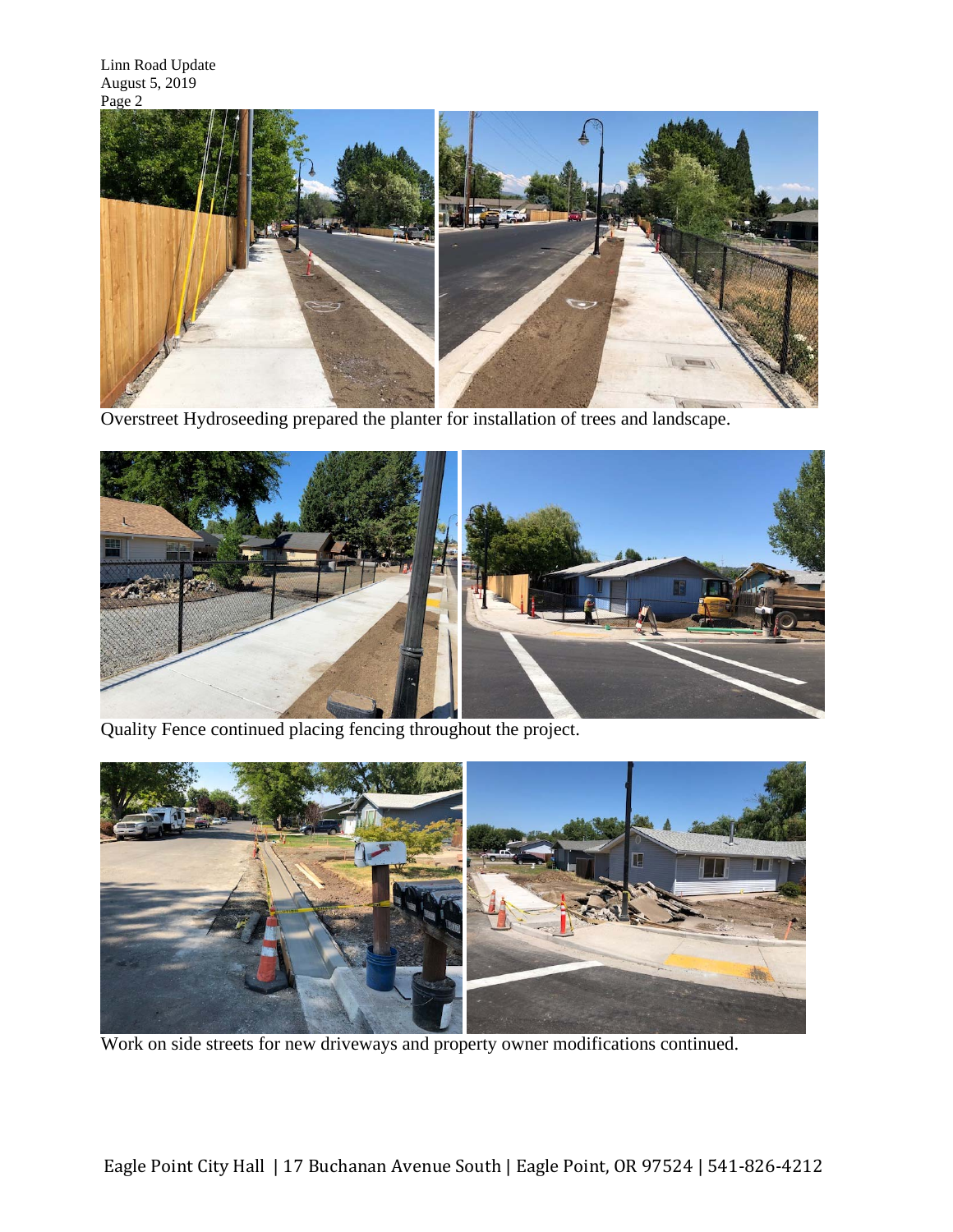Overstreet Hydroseeding prepared the planter for installation of trees and landscape.

Quality Fence continued placing fencing throughout the project.

Work on side streets for new driveways and property owner modifications continued.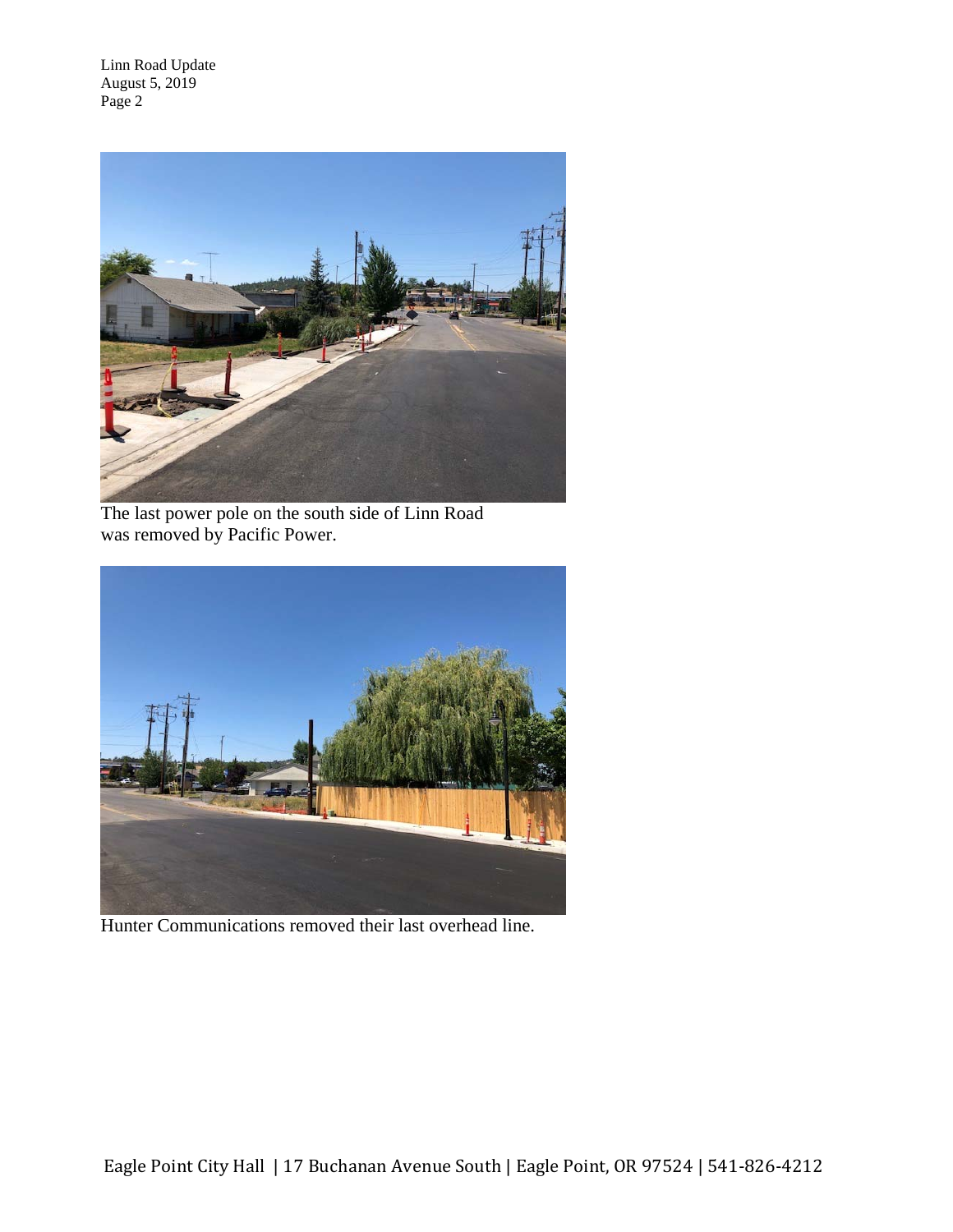The last power pole on the south side of Linn Road was removed by Pacific Power.

Hunter Communications removed their last overhead line.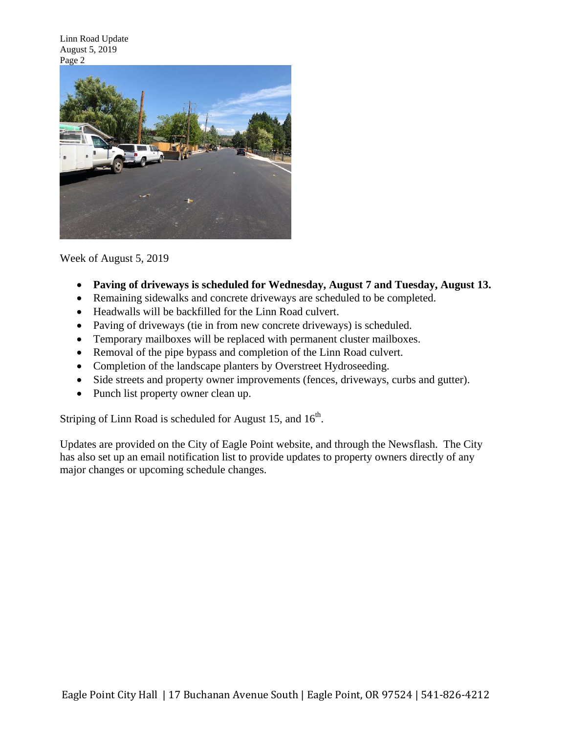Week of August 5, 2019

- **Paving of driveways is scheduled for Wednesday, August 7 and Tuesday, August 13.**
- Remaining sidewalks and concrete driveways are scheduled to be completed.
- Headwalls will be backfilled for the Linn Road culvert.
- Paving of driveways (tie in from new concrete driveways) is scheduled.
- Temporary mailboxes will be replaced with permanent cluster mailboxes.
- Removal of the pipe bypass and completion of the Linn Road culvert.
- Completion of the landscape planters by Overstreet Hydroseeding.
- Side streets and property owner improvements (fences, driveways, curbs and gutter).
- Punch list property owner clean up.

Striping of Linn Road is scheduled for August 15, and 16th.

Updates are provided on the City of Eagle Point website, and through the Newsflash. The City has also set up an email notification list to provide updates to property owners directly of any major changes or upcoming schedule changes.